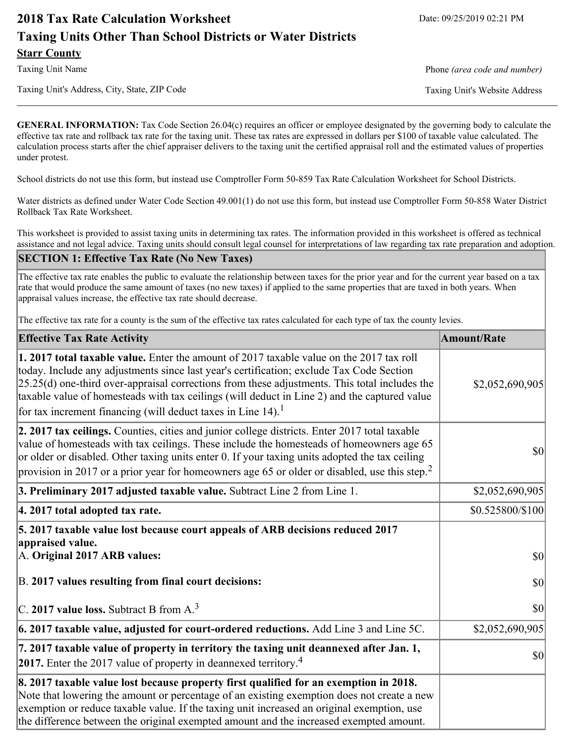# 2018 Tax Rate Calculation Worksheet

Date: 09/25/2019 02:21 PM

## Taxing Units Other Than School Districts or Water Districts

**Starr County**

| | |
|---|---|
| Taxing Unit Name | Phone *(area code and number)* |
| Taxing Unit's Address, City, State, ZIP Code | Taxing Unit's Website Address |

**GENERAL INFORMATION:** Tax Code Section 26.04(c) requires an officer or employee designated by the governing body to calculate the effective tax rate and rollback tax rate for the taxing unit. These tax rates are expressed in dollars per $100 of taxable value calculated. The calculation process starts after the chief appraiser delivers to the taxing unit the certified appraisal roll and the estimated values of properties under protest.

School districts do not use this form, but instead use Comptroller Form 50-859 Tax Rate Calculation Worksheet for School Districts.

Water districts as defined under Water Code Section 49.001(1) do not use this form, but instead use Comptroller Form 50-858 Water District Rollback Tax Rate Worksheet.

This worksheet is provided to assist taxing units in determining tax rates. The information provided in this worksheet is offered as technical assistance and not legal advice. Taxing units should consult legal counsel for interpretations of law regarding tax rate preparation and adoption.

## SECTION 1: Effective Tax Rate (No New Taxes)

The effective tax rate enables the public to evaluate the relationship between taxes for the prior year and for the current year based on a tax rate that would produce the same amount of taxes (no new taxes) if applied to the same properties that are taxed in both years. When appraisal values increase, the effective tax rate should decrease.

The effective tax rate for a county is the sum of the effective tax rates calculated for each type of tax the county levies.

| Effective Tax Rate Activity | Amount/Rate |
|---|---|
| **1. 2017 total taxable value.** Enter the amount of 2017 taxable value on the 2017 tax roll today. Include any adjustments since last year's certification; exclude Tax Code Section 25.25(d) one-third over-appraisal corrections from these adjustments. This total includes the taxable value of homesteads with tax ceilings (will deduct in Line 2) and the captured value for tax increment financing (will deduct taxes in Line 14).[1] | $2,052,690,905 |
| **2. 2017 tax ceilings.** Counties, cities and junior college districts. Enter 2017 total taxable value of homesteads with tax ceilings. These include the homesteads of homeowners age 65 or older or disabled. Other taxing units enter 0. If your taxing units adopted the tax ceiling provision in 2017 or a prior year for homeowners age 65 or older or disabled, use this step.[2] | $0 |
| **3. Preliminary 2017 adjusted taxable value.** Subtract Line 2 from Line 1. | $2,052,690,905 |
| **4. 2017 total adopted tax rate.** | $0.525800/$100 |
| **5. 2017 taxable value lost because court appeals of ARB decisions reduced 2017 appraised value.** | |
| A. **Original 2017 ARB values:** | $0 |
| B. **2017 values resulting from final court decisions:** | $0 |
| C. **2017 value loss.** Subtract B from A.[3] | $0 |
| **6. 2017 taxable value, adjusted for court-ordered reductions.** Add Line 3 and Line 5C. | $2,052,690,905 |
| **7. 2017 taxable value of property in territory the taxing unit deannexed after Jan. 1, 2017.** Enter the 2017 value of property in deannexed territory.[4] | $0 |
| **8. 2017 taxable value lost because property first qualified for an exemption in 2018.** Note that lowering the amount or percentage of an existing exemption does not create a new exemption or reduce taxable value. If the taxing unit increased an original exemption, use the difference between the original exempted amount and the increased exempted amount. | |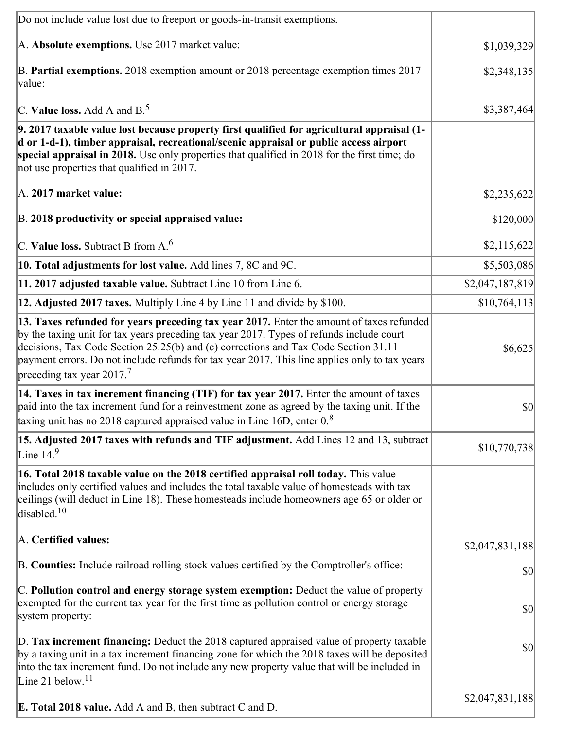| | |
|---|---|
| Do not include value lost due to freeport or goods-in-transit exemptions.<br><br>A. **Absolute exemptions.** Use 2017 market value:<br><br>B. **Partial exemptions.** 2018 exemption amount or 2018 percentage exemption times 2017 value:<br><br>C. **Value loss.** Add A and B.[5] | <br><br>$1,039,329<br><br>$2,348,135<br><br>$3,387,464 |
| **9. 2017 taxable value lost because property first qualified for agricultural appraisal (1-d or 1-d-1), timber appraisal, recreational/scenic appraisal or public access airport special appraisal in 2018.** Use only properties that qualified in 2018 for the first time; do not use properties that qualified in 2017.<br><br>A. **2017 market value:**<br><br>B. **2018 productivity or special appraised value:**<br><br>C. **Value loss.** Subtract B from A.[6] | <br><br><br><br>$2,235,622<br><br>$120,000<br><br>$2,115,622 |
| **10. Total adjustments for lost value.** Add lines 7, 8C and 9C. | $5,503,086 |
| **11. 2017 adjusted taxable value.** Subtract Line 10 from Line 6. | $2,047,187,819 |
| **12. Adjusted 2017 taxes.** Multiply Line 4 by Line 11 and divide by $100. | $10,764,113 |
| **13. Taxes refunded for years preceding tax year 2017.** Enter the amount of taxes refunded by the taxing unit for tax years preceding tax year 2017. Types of refunds include court decisions, Tax Code Section 25.25(b) and (c) corrections and Tax Code Section 31.11 payment errors. Do not include refunds for tax year 2017. This line applies only to tax years preceding tax year 2017.[7] | $6,625 |
| **14. Taxes in tax increment financing (TIF) for tax year 2017.** Enter the amount of taxes paid into the tax increment fund for a reinvestment zone as agreed by the taxing unit. If the taxing unit has no 2018 captured appraised value in Line 16D, enter 0.[8] | $0 |
| **15. Adjusted 2017 taxes with refunds and TIF adjustment.** Add Lines 12 and 13, subtract Line 14.[9] | $10,770,738 |
| **16. Total 2018 taxable value on the 2018 certified appraisal roll today.** This value includes only certified values and includes the total taxable value of homesteads with tax ceilings (will deduct in Line 18). These homesteads include homeowners age 65 or older or disabled.[10]<br><br>A. **Certified values:**<br><br>B. **Counties:** Include railroad rolling stock values certified by the Comptroller's office:<br><br>C. **Pollution control and energy storage system exemption:** Deduct the value of property exempted for the current tax year for the first time as pollution control or energy storage system property:<br><br>D. **Tax increment financing:** Deduct the 2018 captured appraised value of property taxable by a taxing unit in a tax increment financing zone for which the 2018 taxes will be deposited into the tax increment fund. Do not include any new property value that will be included in Line 21 below.[11]<br><br>E. **Total 2018 value.** Add A and B, then subtract C and D. | <br><br><br><br>$2,047,831,188<br><br>$0<br><br>$0<br><br>$0<br><br>$2,047,831,188 |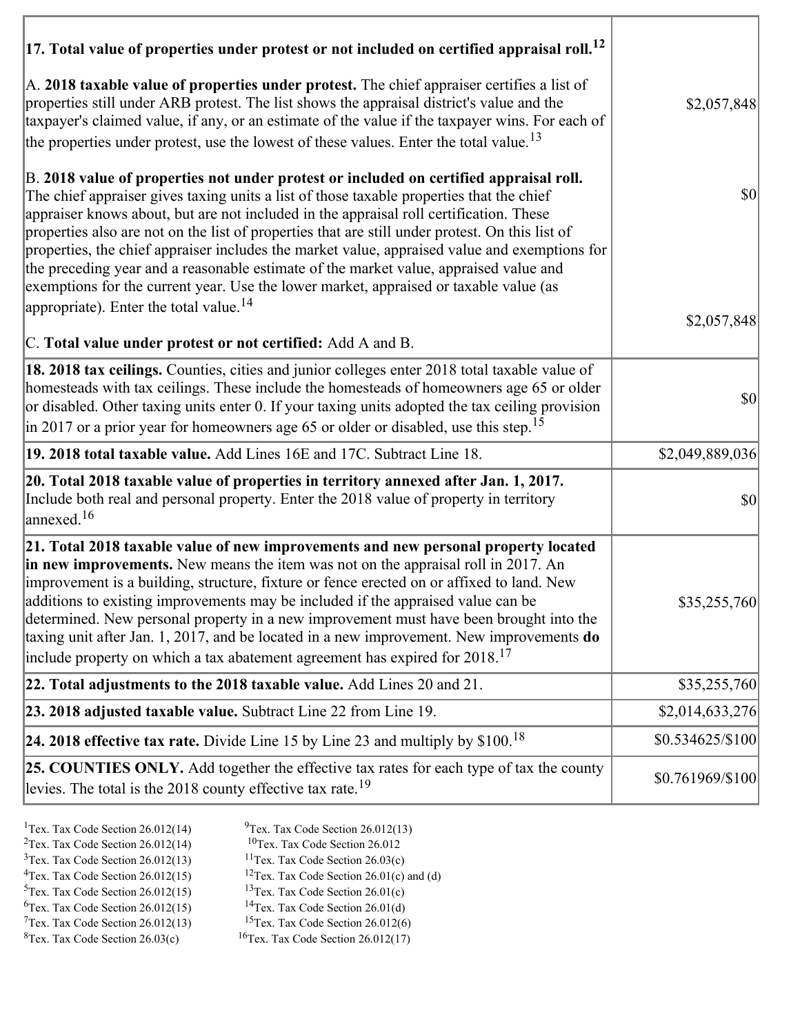| | |
|---|---|
| **17. Total value of properties under protest or not included on certified appraisal roll.**[12] | |
| A. **2018 taxable value of properties under protest.** The chief appraiser certifies a list of properties still under ARB protest. The list shows the appraisal district's value and the taxpayer's claimed value, if any, or an estimate of the value if the taxpayer wins. For each of the properties under protest, use the lowest of these values. Enter the total value.[13] | $2,057,848 |
| B. **2018 value of properties not under protest or included on certified appraisal roll.** The chief appraiser gives taxing units a list of those taxable properties that the chief appraiser knows about, but are not included in the appraisal roll certification. These properties also are not on the list of properties that are still under protest. On this list of properties, the chief appraiser includes the market value, appraised value and exemptions for the preceding year and a reasonable estimate of the market value, appraised value and exemptions for the current year. Use the lower market, appraised or taxable value (as appropriate). Enter the total value.[14] | $0 |
| C. **Total value under protest or not certified:** Add A and B. | $2,057,848 |
| **18. 2018 tax ceilings.** Counties, cities and junior colleges enter 2018 total taxable value of homesteads with tax ceilings. These include the homesteads of homeowners age 65 or older or disabled. Other taxing units enter 0. If your taxing units adopted the tax ceiling provision in 2017 or a prior year for homeowners age 65 or older or disabled, use this step.[15] | $0 |
| **19. 2018 total taxable value.** Add Lines 16E and 17C. Subtract Line 18. | $2,049,889,036 |
| **20. Total 2018 taxable value of properties in territory annexed after Jan. 1, 2017.** Include both real and personal property. Enter the 2018 value of property in territory annexed.[16] | $0 |
| **21. Total 2018 taxable value of new improvements and new personal property located in new improvements.** New means the item was not on the appraisal roll in 2017. An improvement is a building, structure, fixture or fence erected on or affixed to land. New additions to existing improvements may be included if the appraised value can be determined. New personal property in a new improvement must have been brought into the taxing unit after Jan. 1, 2017, and be located in a new improvement. New improvements **do** include property on which a tax abatement agreement has expired for 2018.[17] | $35,255,760 |
| **22. Total adjustments to the 2018 taxable value.** Add Lines 20 and 21. | $35,255,760 |
| **23. 2018 adjusted taxable value.** Subtract Line 22 from Line 19. | $2,014,633,276 |
| **24. 2018 effective tax rate.** Divide Line 15 by Line 23 and multiply by $100.[18] | $0.534625/$100 |
| **25. COUNTIES ONLY.** Add together the effective tax rates for each type of tax the county levies. The total is the 2018 county effective tax rate.[19] | $0.761969/$100 |

[1]Tex. Tax Code Section 26.012(14)
[2]Tex. Tax Code Section 26.012(14)
[3]Tex. Tax Code Section 26.012(13)
[4]Tex. Tax Code Section 26.012(15)
[5]Tex. Tax Code Section 26.012(15)
[6]Tex. Tax Code Section 26.012(15)
[7]Tex. Tax Code Section 26.012(13)
[8]Tex. Tax Code Section 26.03(c)
[9]Tex. Tax Code Section 26.012(13)
[10]Tex. Tax Code Section 26.012
[11]Tex. Tax Code Section 26.03(c)
[12]Tex. Tax Code Section 26.01(c) and (d)
[13]Tex. Tax Code Section 26.01(c)
[14]Tex. Tax Code Section 26.01(d)
[15]Tex. Tax Code Section 26.012(6)
[16]Tex. Tax Code Section 26.012(17)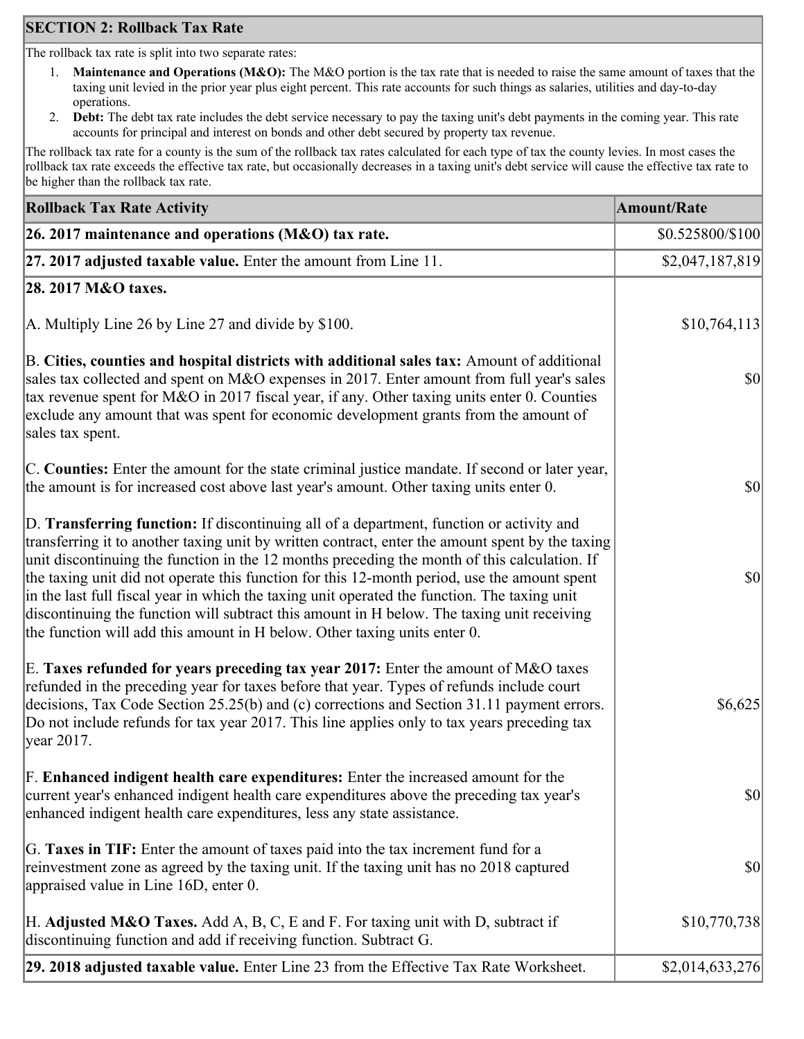## SECTION 2: Rollback Tax Rate

The rollback tax rate is split into two separate rates:

1. **Maintenance and Operations (M&O):** The M&O portion is the tax rate that is needed to raise the same amount of taxes that the taxing unit levied in the prior year plus eight percent. This rate accounts for such things as salaries, utilities and day-to-day operations.
2. **Debt:** The debt tax rate includes the debt service necessary to pay the taxing unit's debt payments in the coming year. This rate accounts for principal and interest on bonds and other debt secured by property tax revenue.

The rollback tax rate for a county is the sum of the rollback tax rates calculated for each type of tax the county levies. In most cases the rollback tax rate exceeds the effective tax rate, but occasionally decreases in a taxing unit's debt service will cause the effective tax rate to be higher than the rollback tax rate.

| Rollback Tax Rate Activity | Amount/Rate |
|---|---|
| **26. 2017 maintenance and operations (M&O) tax rate.** | $0.525800/$100 |
| **27. 2017 adjusted taxable value.** Enter the amount from Line 11. | $2,047,187,819 |
| **28. 2017 M&O taxes.** | |
| A. Multiply Line 26 by Line 27 and divide by $100. | $10,764,113 |
| B. **Cities, counties and hospital districts with additional sales tax:** Amount of additional sales tax collected and spent on M&O expenses in 2017. Enter amount from full year's sales tax revenue spent for M&O in 2017 fiscal year, if any. Other taxing units enter 0. Counties exclude any amount that was spent for economic development grants from the amount of sales tax spent. | $0 |
| C. **Counties:** Enter the amount for the state criminal justice mandate. If second or later year, the amount is for increased cost above last year's amount. Other taxing units enter 0. | $0 |
| D. **Transferring function:** If discontinuing all of a department, function or activity and transferring it to another taxing unit by written contract, enter the amount spent by the taxing unit discontinuing the function in the 12 months preceding the month of this calculation. If the taxing unit did not operate this function for this 12-month period, use the amount spent in the last full fiscal year in which the taxing unit operated the function. The taxing unit discontinuing the function will subtract this amount in H below. The taxing unit receiving the function will add this amount in H below. Other taxing units enter 0. | $0 |
| E. **Taxes refunded for years preceding tax year 2017:** Enter the amount of M&O taxes refunded in the preceding year for taxes before that year. Types of refunds include court decisions, Tax Code Section 25.25(b) and (c) corrections and Section 31.11 payment errors. Do not include refunds for tax year 2017. This line applies only to tax years preceding tax year 2017. | $6,625 |
| F. **Enhanced indigent health care expenditures:** Enter the increased amount for the current year's enhanced indigent health care expenditures above the preceding tax year's enhanced indigent health care expenditures, less any state assistance. | $0 |
| G. **Taxes in TIF:** Enter the amount of taxes paid into the tax increment fund for a reinvestment zone as agreed by the taxing unit. If the taxing unit has no 2018 captured appraised value in Line 16D, enter 0. | $0 |
| H. **Adjusted M&O Taxes.** Add A, B, C, E and F. For taxing unit with D, subtract if discontinuing function and add if receiving function. Subtract G. | $10,770,738 |
| **29. 2018 adjusted taxable value.** Enter Line 23 from the Effective Tax Rate Worksheet. | $2,014,633,276 |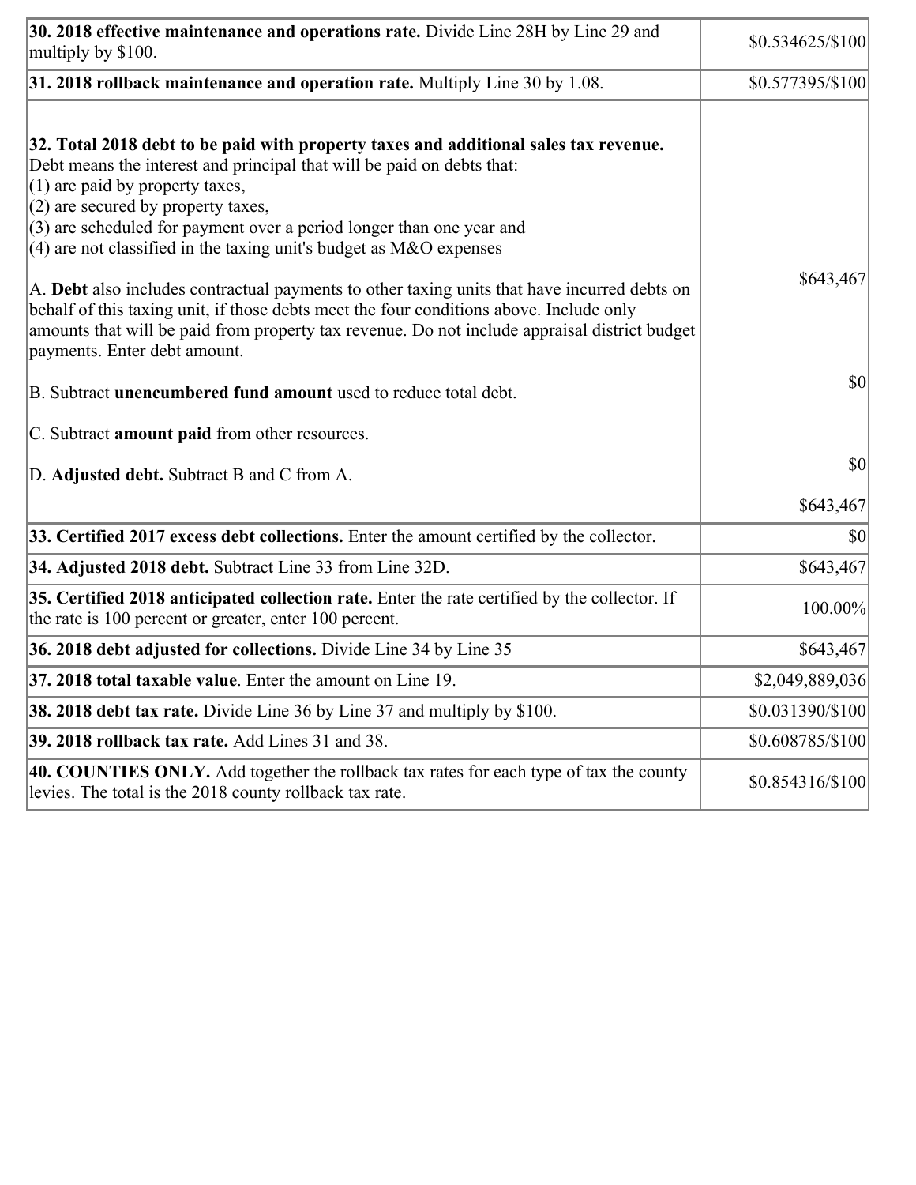| | |
|---|---|
| **30. 2018 effective maintenance and operations rate.** Divide Line 28H by Line 29 and multiply by $100. | $0.534625/$100 |
| **31. 2018 rollback maintenance and operation rate.** Multiply Line 30 by 1.08. | $0.577395/$100 |
| **32. Total 2018 debt to be paid with property taxes and additional sales tax revenue.** Debt means the interest and principal that will be paid on debts that:<br>(1) are paid by property taxes,<br>(2) are secured by property taxes,<br>(3) are scheduled for payment over a period longer than one year and<br>(4) are not classified in the taxing unit's budget as M&O expenses<br><br>A. **Debt** also includes contractual payments to other taxing units that have incurred debts on behalf of this taxing unit, if those debts meet the four conditions above. Include only amounts that will be paid from property tax revenue. Do not include appraisal district budget payments. Enter debt amount.<br><br>B. Subtract **unencumbered fund amount** used to reduce total debt.<br><br>C. Subtract **amount paid** from other resources.<br><br>D. **Adjusted debt.** Subtract B and C from A. | $643,467<br><br>$0<br><br>$0<br><br>$643,467 |
| **33. Certified 2017 excess debt collections.** Enter the amount certified by the collector. | $0 |
| **34. Adjusted 2018 debt.** Subtract Line 33 from Line 32D. | $643,467 |
| **35. Certified 2018 anticipated collection rate.** Enter the rate certified by the collector. If the rate is 100 percent or greater, enter 100 percent. | 100.00% |
| **36. 2018 debt adjusted for collections.** Divide Line 34 by Line 35 | $643,467 |
| **37. 2018 total taxable value**. Enter the amount on Line 19. | $2,049,889,036 |
| **38. 2018 debt tax rate.** Divide Line 36 by Line 37 and multiply by $100. | $0.031390/$100 |
| **39. 2018 rollback tax rate.** Add Lines 31 and 38. | $0.608785/$100 |
| **40. COUNTIES ONLY.** Add together the rollback tax rates for each type of tax the county levies. The total is the 2018 county rollback tax rate. | $0.854316/$100 |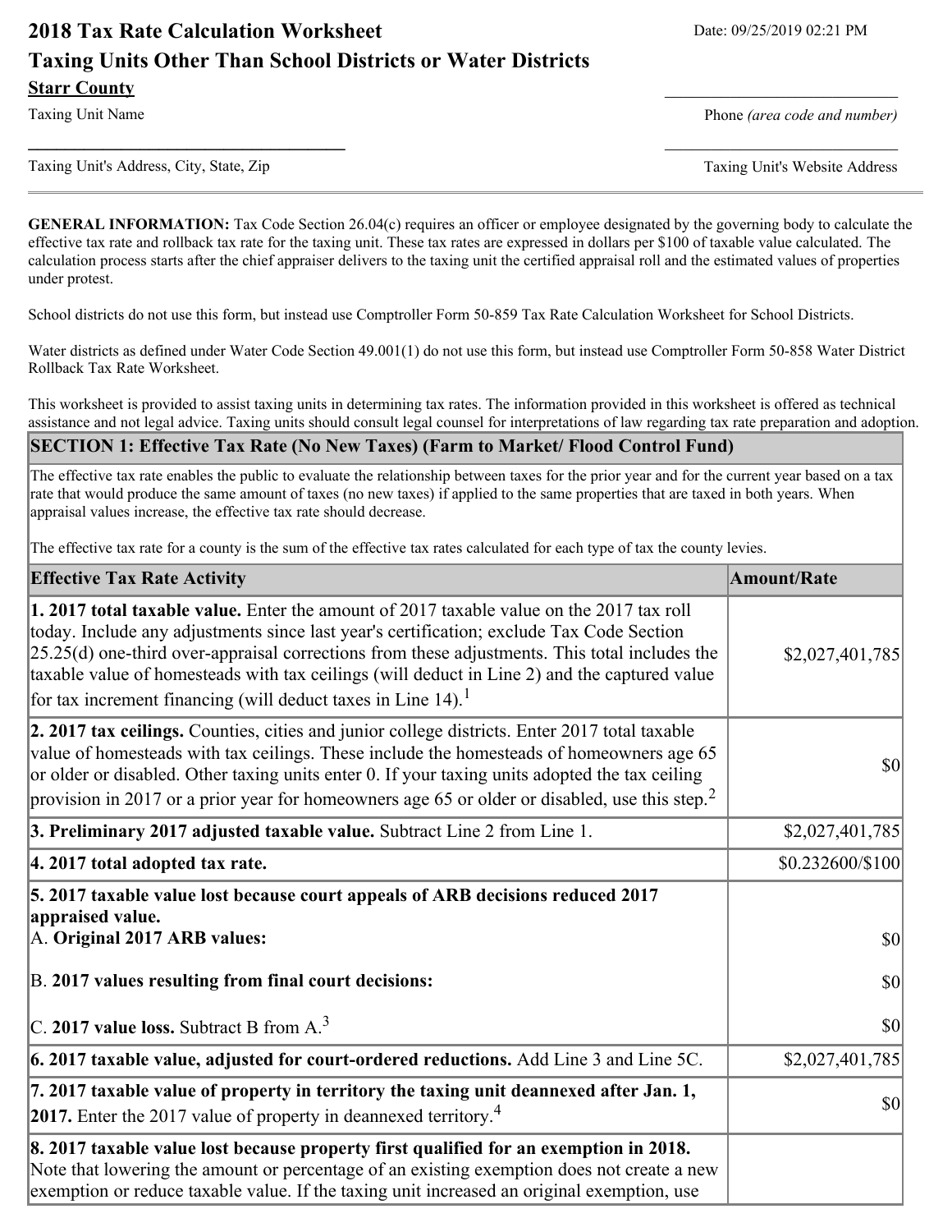## 2018 Tax Rate Calculation Worksheet

## Taxing Units Other Than School Districts or Water Districts

Date: 09/25/2019 02:21 PM

**Starr County**

Taxing Unit Name

Phone *(area code and number)*

Taxing Unit's Address, City, State, Zip

Taxing Unit's Website Address

**GENERAL INFORMATION:** Tax Code Section 26.04(c) requires an officer or employee designated by the governing body to calculate the effective tax rate and rollback tax rate for the taxing unit. These tax rates are expressed in dollars per $100 of taxable value calculated. The calculation process starts after the chief appraiser delivers to the taxing unit the certified appraisal roll and the estimated values of properties under protest.

School districts do not use this form, but instead use Comptroller Form 50-859 Tax Rate Calculation Worksheet for School Districts.

Water districts as defined under Water Code Section 49.001(1) do not use this form, but instead use Comptroller Form 50-858 Water District Rollback Tax Rate Worksheet.

This worksheet is provided to assist taxing units in determining tax rates. The information provided in this worksheet is offered as technical assistance and not legal advice. Taxing units should consult legal counsel for interpretations of law regarding tax rate preparation and adoption.

### SECTION 1: Effective Tax Rate (No New Taxes) (Farm to Market/ Flood Control Fund)

The effective tax rate enables the public to evaluate the relationship between taxes for the prior year and for the current year based on a tax rate that would produce the same amount of taxes (no new taxes) if applied to the same properties that are taxed in both years. When appraisal values increase, the effective tax rate should decrease.

The effective tax rate for a county is the sum of the effective tax rates calculated for each type of tax the county levies.

| Effective Tax Rate Activity | Amount/Rate |
|---|---|
| **1. 2017 total taxable value.** Enter the amount of 2017 taxable value on the 2017 tax roll today. Include any adjustments since last year's certification; exclude Tax Code Section 25.25(d) one-third over-appraisal corrections from these adjustments. This total includes the taxable value of homesteads with tax ceilings (will deduct in Line 2) and the captured value for tax increment financing (will deduct taxes in Line 14).[1] | $2,027,401,785 |
| **2. 2017 tax ceilings.** Counties, cities and junior college districts. Enter 2017 total taxable value of homesteads with tax ceilings. These include the homesteads of homeowners age 65 or older or disabled. Other taxing units enter 0. If your taxing units adopted the tax ceiling provision in 2017 or a prior year for homeowners age 65 or older or disabled, use this step.[2] | $0 |
| **3. Preliminary 2017 adjusted taxable value.** Subtract Line 2 from Line 1. | $2,027,401,785 |
| **4. 2017 total adopted tax rate.** | $0.232600/$100 |
| **5. 2017 taxable value lost because court appeals of ARB decisions reduced 2017 appraised value.**<br>A. **Original 2017 ARB values:**<br>B. **2017 values resulting from final court decisions:**<br>C. **2017 value loss.** Subtract B from A.[3] | <br><br>$0<br>$0<br>$0 |
| **6. 2017 taxable value, adjusted for court-ordered reductions.** Add Line 3 and Line 5C. | $2,027,401,785 |
| **7. 2017 taxable value of property in territory the taxing unit deannexed after Jan. 1, 2017.** Enter the 2017 value of property in deannexed territory.[4] | $0 |
| **8. 2017 taxable value lost because property first qualified for an exemption in 2018.** Note that lowering the amount or percentage of an existing exemption does not create a new exemption or reduce taxable value. If the taxing unit increased an original exemption, use | |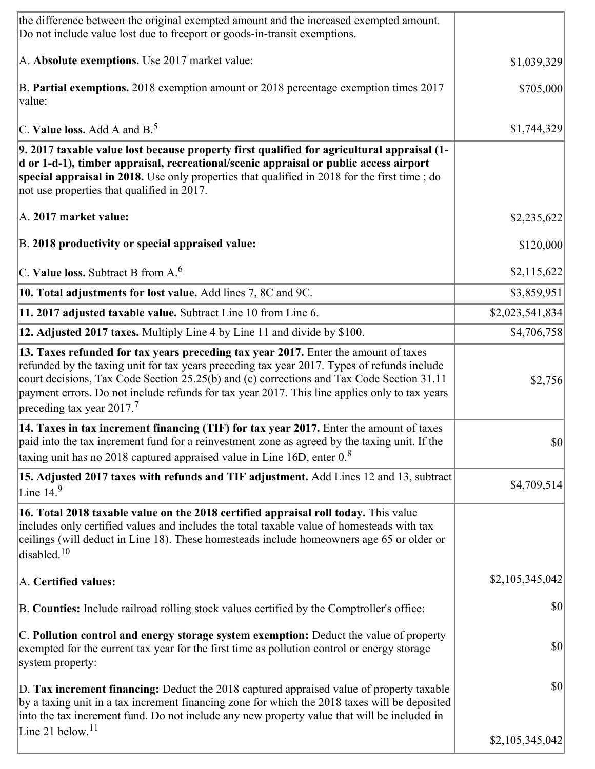| | |
|---|---|
| the difference between the original exempted amount and the increased exempted amount. Do not include value lost due to freeport or goods-in-transit exemptions.<br><br>A. **Absolute exemptions.** Use 2017 market value:<br><br>B. **Partial exemptions.** 2018 exemption amount or 2018 percentage exemption times 2017 value:<br><br>C. **Value loss.** Add A and B.[5] | <br><br>$1,039,329<br><br>$705,000<br><br>$1,744,329 |
| **9. 2017 taxable value lost because property first qualified for agricultural appraisal (1-d or 1-d-1), timber appraisal, recreational/scenic appraisal or public access airport special appraisal in 2018.** Use only properties that qualified in 2018 for the first time ; do not use properties that qualified in 2017.<br><br>A. **2017 market value:**<br><br>B. **2018 productivity or special appraised value:**<br><br>C. **Value loss.** Subtract B from A.[6] | <br><br><br><br>$2,235,622<br><br>$120,000<br><br>$2,115,622 |
| **10. Total adjustments for lost value.** Add lines 7, 8C and 9C. | $3,859,951 |
| **11. 2017 adjusted taxable value.** Subtract Line 10 from Line 6. | $2,023,541,834 |
| **12. Adjusted 2017 taxes.** Multiply Line 4 by Line 11 and divide by $100. | $4,706,758 |
| **13. Taxes refunded for tax years preceding tax year 2017.** Enter the amount of taxes refunded by the taxing unit for tax years preceding tax year 2017. Types of refunds include court decisions, Tax Code Section 25.25(b) and (c) corrections and Tax Code Section 31.11 payment errors. Do not include refunds for tax year 2017. This line applies only to tax years preceding tax year 2017.[7] | $2,756 |
| **14. Taxes in tax increment financing (TIF) for tax year 2017.** Enter the amount of taxes paid into the tax increment fund for a reinvestment zone as agreed by the taxing unit. If the taxing unit has no 2018 captured appraised value in Line 16D, enter 0.[8] | $0 |
| **15. Adjusted 2017 taxes with refunds and TIF adjustment.** Add Lines 12 and 13, subtract Line 14.[9] | $4,709,514 |
| **16. Total 2018 taxable value on the 2018 certified appraisal roll today.** This value includes only certified values and includes the total taxable value of homesteads with tax ceilings (will deduct in Line 18). These homesteads include homeowners age 65 or older or disabled.[10]<br><br>A. **Certified values:**<br><br>B. **Counties:** Include railroad rolling stock values certified by the Comptroller's office:<br><br>C. **Pollution control and energy storage system exemption:** Deduct the value of property exempted for the current tax year for the first time as pollution control or energy storage system property:<br><br>D. **Tax increment financing:** Deduct the 2018 captured appraised value of property taxable by a taxing unit in a tax increment financing zone for which the 2018 taxes will be deposited into the tax increment fund. Do not include any new property value that will be included in Line 21 below.[11] | <br><br><br><br>$2,105,345,042<br><br>$0<br><br>$0<br><br>$0<br><br>$2,105,345,042 |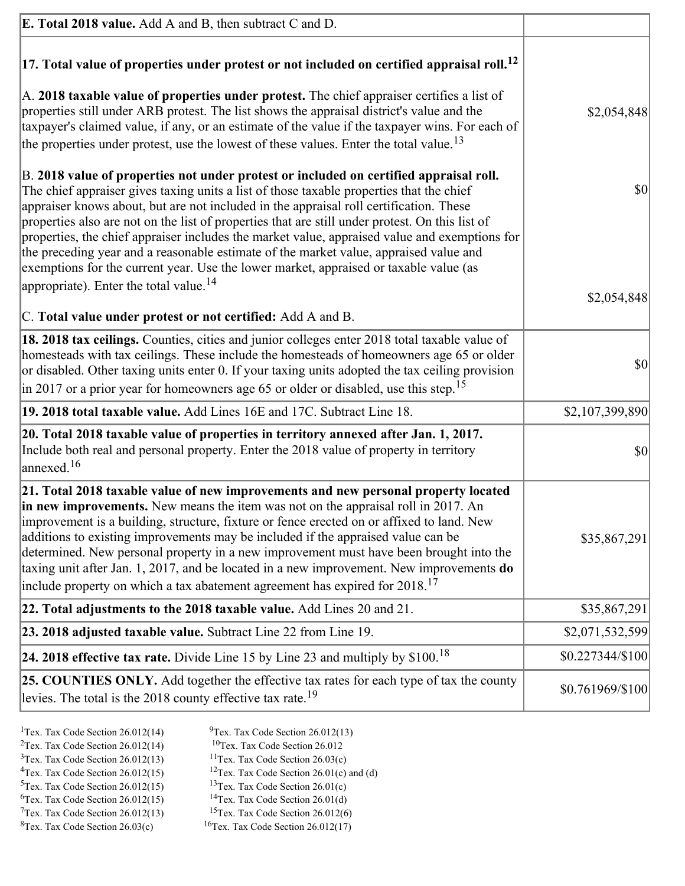| | |
|---|---|
| **E. Total 2018 value.** Add A and B, then subtract C and D. | |
| **17. Total value of properties under protest or not included on certified appraisal roll.**[12]<br><br>A. **2018 taxable value of properties under protest.** The chief appraiser certifies a list of properties still under ARB protest. The list shows the appraisal district's value and the taxpayer's claimed value, if any, or an estimate of the value if the taxpayer wins. For each of the properties under protest, use the lowest of these values. Enter the total value.[13]<br><br>B. **2018 value of properties not under protest or included on certified appraisal roll.** The chief appraiser gives taxing units a list of those taxable properties that the chief appraiser knows about, but are not included in the appraisal roll certification. These properties also are not on the list of properties that are still under protest. On this list of properties, the chief appraiser includes the market value, appraised value and exemptions for the preceding year and a reasonable estimate of the market value, appraised value and exemptions for the current year. Use the lower market, appraised or taxable value (as appropriate). Enter the total value.[14]<br><br>C. **Total value under protest or not certified:** Add A and B. | <br><br>$2,054,848<br><br>$0<br><br>$2,054,848 |
| **18. 2018 tax ceilings.** Counties, cities and junior colleges enter 2018 total taxable value of homesteads with tax ceilings. These include the homesteads of homeowners age 65 or older or disabled. Other taxing units enter 0. If your taxing units adopted the tax ceiling provision in 2017 or a prior year for homeowners age 65 or older or disabled, use this step.[15] | $0 |
| **19. 2018 total taxable value.** Add Lines 16E and 17C. Subtract Line 18. | $2,107,399,890 |
| **20. Total 2018 taxable value of properties in territory annexed after Jan. 1, 2017.** Include both real and personal property. Enter the 2018 value of property in territory annexed.[16] | $0 |
| **21. Total 2018 taxable value of new improvements and new personal property located in new improvements.** New means the item was not on the appraisal roll in 2017. An improvement is a building, structure, fixture or fence erected on or affixed to land. New additions to existing improvements may be included if the appraised value can be determined. New personal property in a new improvement must have been brought into the taxing unit after Jan. 1, 2017, and be located in a new improvement. New improvements **do** include property on which a tax abatement agreement has expired for 2018.[17] | $35,867,291 |
| **22. Total adjustments to the 2018 taxable value.** Add Lines 20 and 21. | $35,867,291 |
| **23. 2018 adjusted taxable value.** Subtract Line 22 from Line 19. | $2,071,532,599 |
| **24. 2018 effective tax rate.** Divide Line 15 by Line 23 and multiply by $100.[18] | $0.227344/$100 |
| **25. COUNTIES ONLY.** Add together the effective tax rates for each type of tax the county levies. The total is the 2018 county effective tax rate.[19] | $0.761969/$100 |

[1]Tex. Tax Code Section 26.012(14)
[2]Tex. Tax Code Section 26.012(14)
[3]Tex. Tax Code Section 26.012(13)
[4]Tex. Tax Code Section 26.012(15)
[5]Tex. Tax Code Section 26.012(15)
[6]Tex. Tax Code Section 26.012(15)
[7]Tex. Tax Code Section 26.012(13)
[8]Tex. Tax Code Section 26.03(c)
[9]Tex. Tax Code Section 26.012(13)
[10]Tex. Tax Code Section 26.012
[11]Tex. Tax Code Section 26.03(c)
[12]Tex. Tax Code Section 26.01(c) and (d)
[13]Tex. Tax Code Section 26.01(c)
[14]Tex. Tax Code Section 26.01(d)
[15]Tex. Tax Code Section 26.012(6)
[16]Tex. Tax Code Section 26.012(17)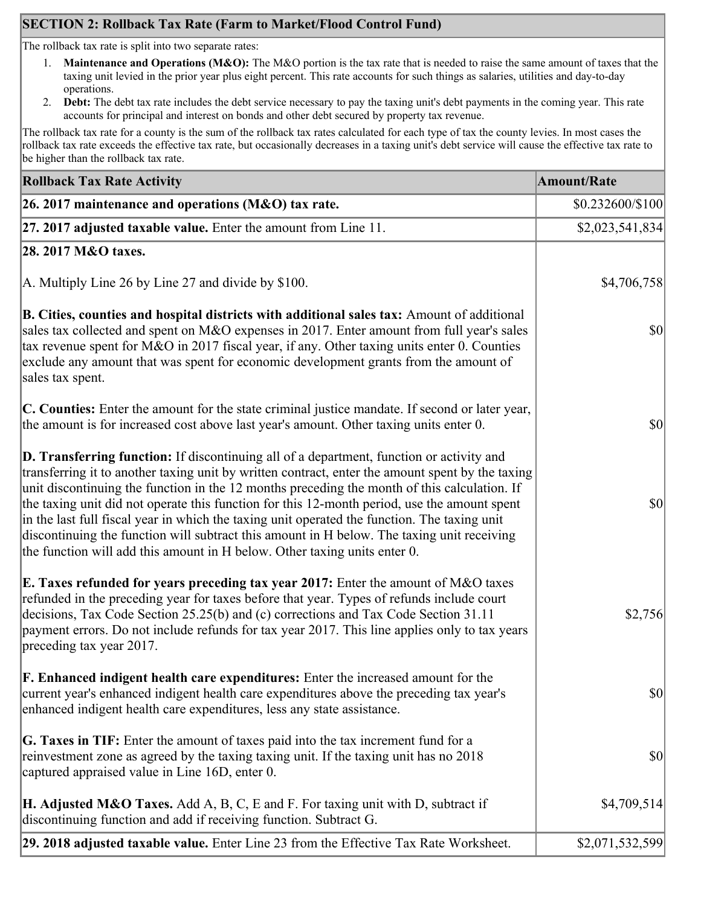## SECTION 2: Rollback Tax Rate (Farm to Market/Flood Control Fund)

The rollback tax rate is split into two separate rates:

1. **Maintenance and Operations (M&O):** The M&O portion is the tax rate that is needed to raise the same amount of taxes that the taxing unit levied in the prior year plus eight percent. This rate accounts for such things as salaries, utilities and day-to-day operations.
2. **Debt:** The debt tax rate includes the debt service necessary to pay the taxing unit's debt payments in the coming year. This rate accounts for principal and interest on bonds and other debt secured by property tax revenue.

The rollback tax rate for a county is the sum of the rollback tax rates calculated for each type of tax the county levies. In most cases the rollback tax rate exceeds the effective tax rate, but occasionally decreases in a taxing unit's debt service will cause the effective tax rate to be higher than the rollback tax rate.

| Rollback Tax Rate Activity | Amount/Rate |
| --- | --- |
| **26. 2017 maintenance and operations (M&O) tax rate.** | $0.232600/$100 |
| **27. 2017 adjusted taxable value.** Enter the amount from Line 11. | $2,023,541,834 |
| **28. 2017 M&O taxes.** | |
| A. Multiply Line 26 by Line 27 and divide by $100. | $4,706,758 |
| **B. Cities, counties and hospital districts with additional sales tax:** Amount of additional sales tax collected and spent on M&O expenses in 2017. Enter amount from full year's sales tax revenue spent for M&O in 2017 fiscal year, if any. Other taxing units enter 0. Counties exclude any amount that was spent for economic development grants from the amount of sales tax spent. | $0 |
| **C. Counties:** Enter the amount for the state criminal justice mandate. If second or later year, the amount is for increased cost above last year's amount. Other taxing units enter 0. | $0 |
| **D. Transferring function:** If discontinuing all of a department, function or activity and transferring it to another taxing unit by written contract, enter the amount spent by the taxing unit discontinuing the function in the 12 months preceding the month of this calculation. If the taxing unit did not operate this function for this 12-month period, use the amount spent in the last full fiscal year in which the taxing unit operated the function. The taxing unit discontinuing the function will subtract this amount in H below. The taxing unit receiving the function will add this amount in H below. Other taxing units enter 0. | $0 |
| **E. Taxes refunded for years preceding tax year 2017:** Enter the amount of M&O taxes refunded in the preceding year for taxes before that year. Types of refunds include court decisions, Tax Code Section 25.25(b) and (c) corrections and Tax Code Section 31.11 payment errors. Do not include refunds for tax year 2017. This line applies only to tax years preceding tax year 2017. | $2,756 |
| **F. Enhanced indigent health care expenditures:** Enter the increased amount for the current year's enhanced indigent health care expenditures above the preceding tax year's enhanced indigent health care expenditures, less any state assistance. | $0 |
| **G. Taxes in TIF:** Enter the amount of taxes paid into the tax increment fund for a reinvestment zone as agreed by the taxing taxing unit. If the taxing unit has no 2018 captured appraised value in Line 16D, enter 0. | $0 |
| **H. Adjusted M&O Taxes.** Add A, B, C, E and F. For taxing unit with D, subtract if discontinuing function and add if receiving function. Subtract G. | $4,709,514 |
| **29. 2018 adjusted taxable value.** Enter Line 23 from the Effective Tax Rate Worksheet. | $2,071,532,599 |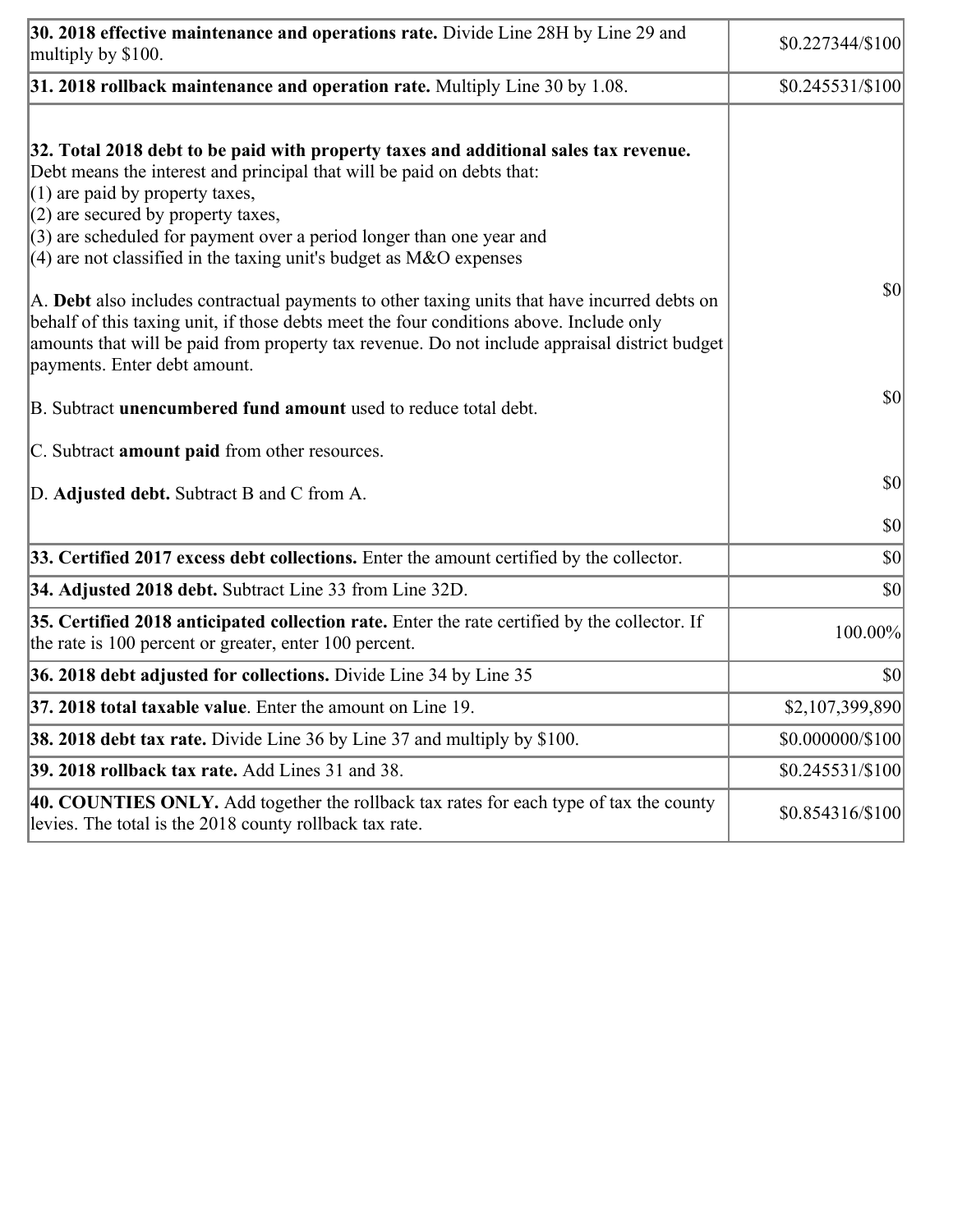| | |
|---|---|
| **30. 2018 effective maintenance and operations rate.** Divide Line 28H by Line 29 and multiply by $100. | $0.227344/$100 |
| **31. 2018 rollback maintenance and operation rate.** Multiply Line 30 by 1.08. | $0.245531/$100 |
| **32. Total 2018 debt to be paid with property taxes and additional sales tax revenue.** Debt means the interest and principal that will be paid on debts that:<br>(1) are paid by property taxes,<br>(2) are secured by property taxes,<br>(3) are scheduled for payment over a period longer than one year and<br>(4) are not classified in the taxing unit's budget as M&O expenses<br><br>A. **Debt** also includes contractual payments to other taxing units that have incurred debts on behalf of this taxing unit, if those debts meet the four conditions above. Include only amounts that will be paid from property tax revenue. Do not include appraisal district budget payments. Enter debt amount.<br><br>B. Subtract **unencumbered fund amount** used to reduce total debt.<br><br>C. Subtract **amount paid** from other resources.<br><br>D. **Adjusted debt.** Subtract B and C from A. | $0<br><br>$0<br><br>$0<br><br>$0 |
| **33. Certified 2017 excess debt collections.** Enter the amount certified by the collector. | $0 |
| **34. Adjusted 2018 debt.** Subtract Line 33 from Line 32D. | $0 |
| **35. Certified 2018 anticipated collection rate.** Enter the rate certified by the collector. If the rate is 100 percent or greater, enter 100 percent. | 100.00% |
| **36. 2018 debt adjusted for collections.** Divide Line 34 by Line 35 | $0 |
| **37. 2018 total taxable value**. Enter the amount on Line 19. | $2,107,399,890 |
| **38. 2018 debt tax rate.** Divide Line 36 by Line 37 and multiply by $100. | $0.000000/$100 |
| **39. 2018 rollback tax rate.** Add Lines 31 and 38. | $0.245531/$100 |
| **40. COUNTIES ONLY.** Add together the rollback tax rates for each type of tax the county levies. The total is the 2018 county rollback tax rate. | $0.854316/$100 |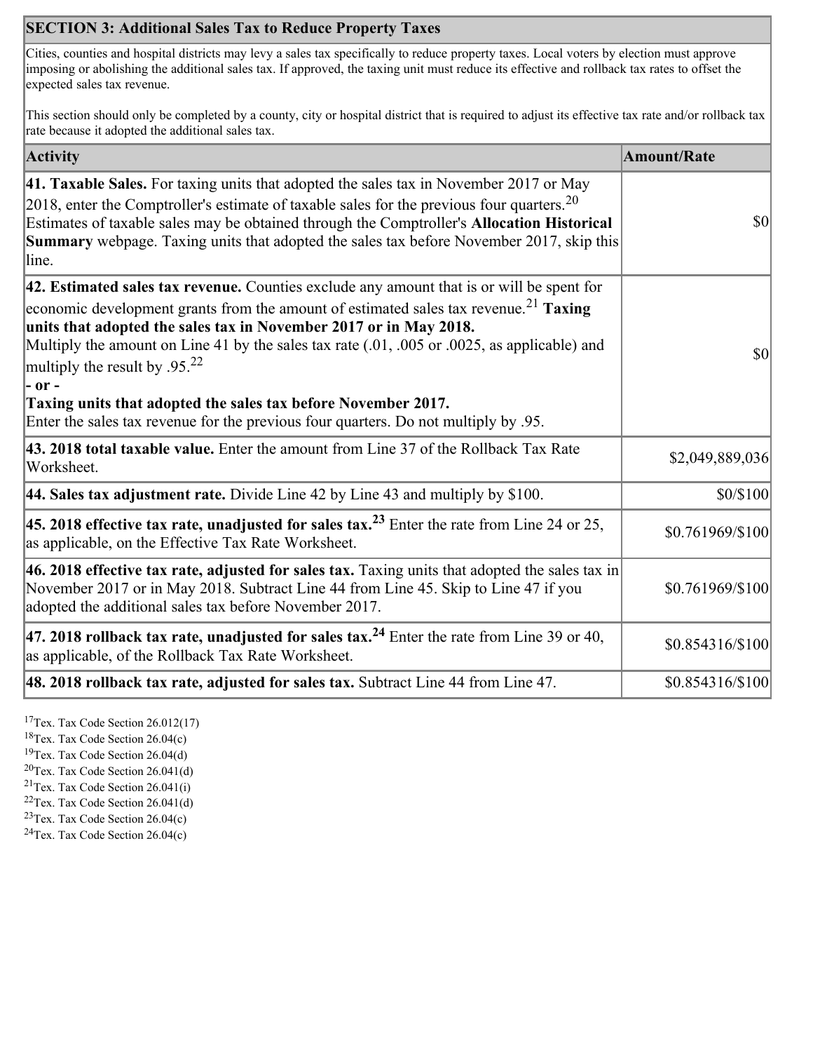## SECTION 3: Additional Sales Tax to Reduce Property Taxes

Cities, counties and hospital districts may levy a sales tax specifically to reduce property taxes. Local voters by election must approve imposing or abolishing the additional sales tax. If approved, the taxing unit must reduce its effective and rollback tax rates to offset the expected sales tax revenue.

This section should only be completed by a county, city or hospital district that is required to adjust its effective tax rate and/or rollback tax rate because it adopted the additional sales tax.

| Activity | Amount/Rate |
|---|---|
| **41. Taxable Sales.** For taxing units that adopted the sales tax in November 2017 or May 2018, enter the Comptroller's estimate of taxable sales for the previous four quarters.[20] Estimates of taxable sales may be obtained through the Comptroller's **Allocation Historical Summary** webpage. Taxing units that adopted the sales tax before November 2017, skip this line. | $0 |
| **42. Estimated sales tax revenue.** Counties exclude any amount that is or will be spent for economic development grants from the amount of estimated sales tax revenue.[21] **Taxing units that adopted the sales tax in November 2017 or in May 2018.** Multiply the amount on Line 41 by the sales tax rate (.01, .005 or .0025, as applicable) and multiply the result by .95.[22] **- or -** **Taxing units that adopted the sales tax before November 2017.** Enter the sales tax revenue for the previous four quarters. Do not multiply by .95. | $0 |
| **43. 2018 total taxable value.** Enter the amount from Line 37 of the Rollback Tax Rate Worksheet. | $2,049,889,036 |
| **44. Sales tax adjustment rate.** Divide Line 42 by Line 43 and multiply by $100. | $0/$100 |
| **45. 2018 effective tax rate, unadjusted for sales tax.**[23] Enter the rate from Line 24 or 25, as applicable, on the Effective Tax Rate Worksheet. | $0.761969/$100 |
| **46. 2018 effective tax rate, adjusted for sales tax.** Taxing units that adopted the sales tax in November 2017 or in May 2018. Subtract Line 44 from Line 45. Skip to Line 47 if you adopted the additional sales tax before November 2017. | $0.761969/$100 |
| **47. 2018 rollback tax rate, unadjusted for sales tax.**[24] Enter the rate from Line 39 or 40, as applicable, of the Rollback Tax Rate Worksheet. | $0.854316/$100 |
| **48. 2018 rollback tax rate, adjusted for sales tax.** Subtract Line 44 from Line 47. | $0.854316/$100 |

[17] Tex. Tax Code Section 26.012(17)
[18] Tex. Tax Code Section 26.04(c)
[19] Tex. Tax Code Section 26.04(d)
[20] Tex. Tax Code Section 26.041(d)
[21] Tex. Tax Code Section 26.041(i)
[22] Tex. Tax Code Section 26.041(d)
[23] Tex. Tax Code Section 26.04(c)
[24] Tex. Tax Code Section 26.04(c)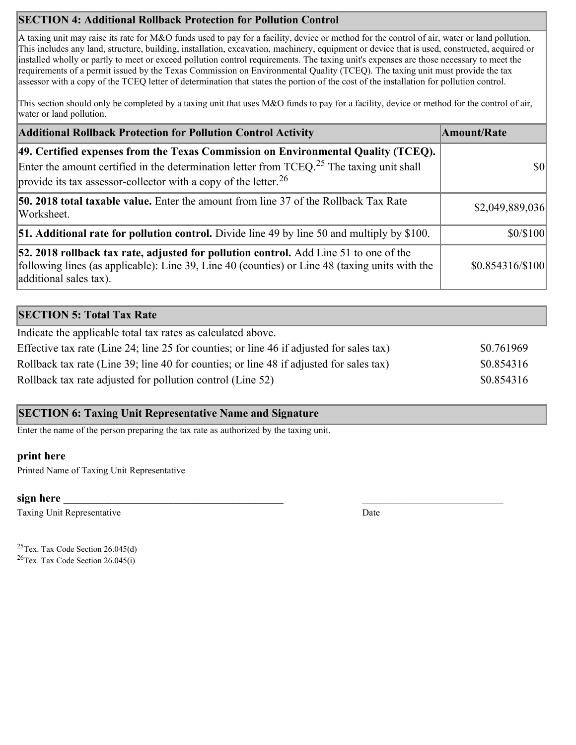## SECTION 4: Additional Rollback Protection for Pollution Control

A taxing unit may raise its rate for M&O funds used to pay for a facility, device or method for the control of air, water or land pollution. This includes any land, structure, building, installation, excavation, machinery, equipment or device that is used, constructed, acquired or installed wholly or partly to meet or exceed pollution control requirements. The taxing unit's expenses are those necessary to meet the requirements of a permit issued by the Texas Commission on Environmental Quality (TCEQ). The taxing unit must provide the tax assessor with a copy of the TCEQ letter of determination that states the portion of the cost of the installation for pollution control.

This section should only be completed by a taxing unit that uses M&O funds to pay for a facility, device or method for the control of air, water or land pollution.

| Additional Rollback Protection for Pollution Control Activity | Amount/Rate |
|---|---|
| **49. Certified expenses from the Texas Commission on Environmental Quality (TCEQ).** Enter the amount certified in the determination letter from TCEQ.[25] The taxing unit shall provide its tax assessor-collector with a copy of the letter.[26] | $0 |
| **50. 2018 total taxable value.** Enter the amount from line 37 of the Rollback Tax Rate Worksheet. | $2,049,889,036 |
| **51. Additional rate for pollution control.** Divide line 49 by line 50 and multiply by $100. | $0/$100 |
| **52. 2018 rollback tax rate, adjusted for pollution control.** Add Line 51 to one of the following lines (as applicable): Line 39, Line 40 (counties) or Line 48 (taxing units with the additional sales tax). | $0.854316/$100 |

## SECTION 5: Total Tax Rate

Indicate the applicable total tax rates as calculated above.

| | |
|---|---|
| Effective tax rate (Line 24; line 25 for counties; or line 46 if adjusted for sales tax) | $0.761969 |
| Rollback tax rate (Line 39; line 40 for counties; or line 48 if adjusted for sales tax) | $0.854316 |
| Rollback tax rate adjusted for pollution control (Line 52) | $0.854316 |

## SECTION 6: Taxing Unit Representative Name and Signature

Enter the name of the person preparing the tax rate as authorized by the taxing unit.

**print here**

Printed Name of Taxing Unit Representative

**sign here** ________________________________________ ____________________________

Taxing Unit Representative Date

[25] Tex. Tax Code Section 26.045(d)

[26] Tex. Tax Code Section 26.045(i)